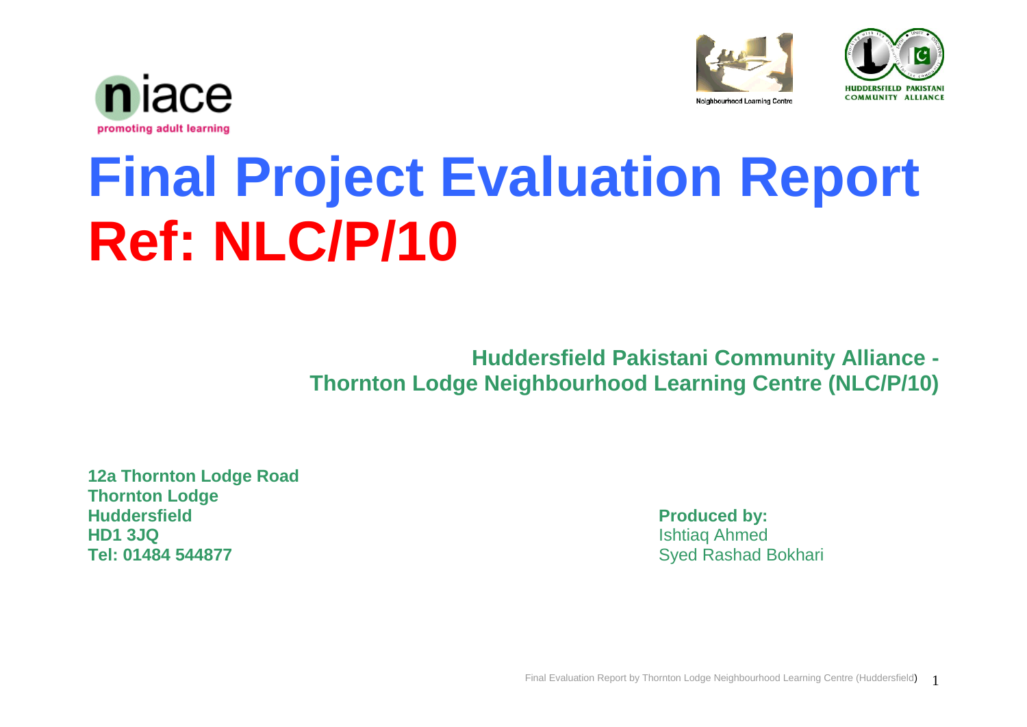niace
promoting adult learning

Neighbourhood Learning Centre

HUDDERSFIELD PAKISTANI COMMUNITY ALLIANCE

# Final Project Evaluation Report
# Ref: NLC/P/10

**Huddersfield Pakistani Community Alliance - Thornton Lodge Neighbourhood Learning Centre (NLC/P/10)**

**12a Thornton Lodge Road**
**Thornton Lodge**
**Huddersfield**
**HD1 3JQ**
**Tel: 01484 544877**

**Produced by:**
Ishtiaq Ahmed
Syed Rashad Bokhari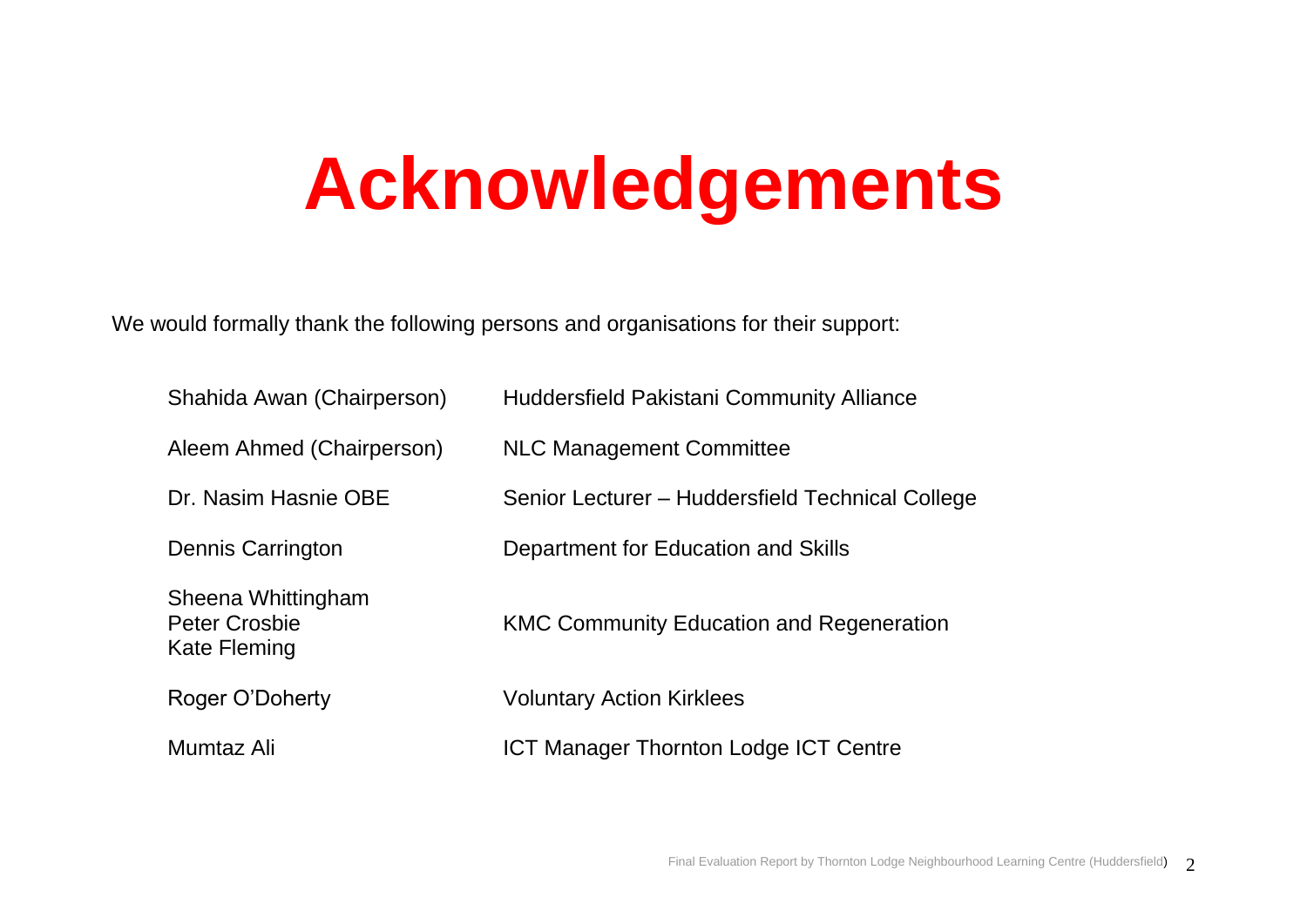# Acknowledgements

We would formally thank the following persons and organisations for their support:

| | |
|---|---|
| Shahida Awan (Chairperson) | Huddersfield Pakistani Community Alliance |
| Aleem Ahmed (Chairperson) | NLC Management Committee |
| Dr. Nasim Hasnie OBE | Senior Lecturer – Huddersfield Technical College |
| Dennis Carrington | Department for Education and Skills |
| Sheena Whittingham<br>Peter Crosbie<br>Kate Fleming | KMC Community Education and Regeneration |
| Roger O'Doherty | Voluntary Action Kirklees |
| Mumtaz Ali | ICT Manager Thornton Lodge ICT Centre |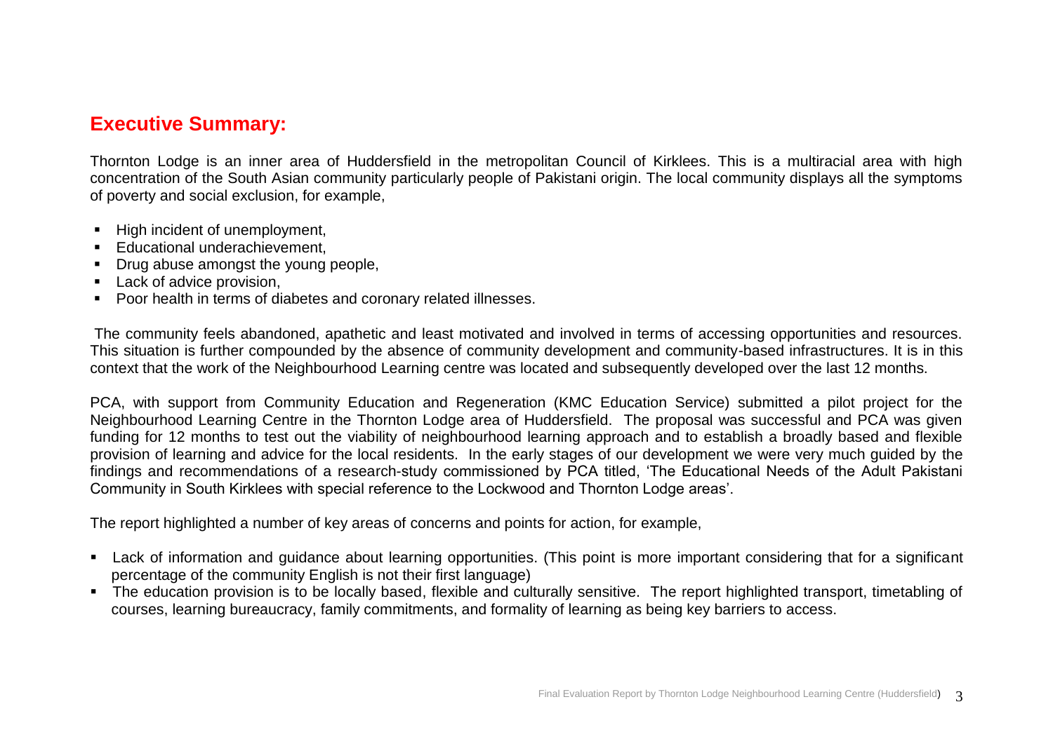## Executive Summary:

Thornton Lodge is an inner area of Huddersfield in the metropolitan Council of Kirklees. This is a multiracial area with high concentration of the South Asian community particularly people of Pakistani origin. The local community displays all the symptoms of poverty and social exclusion, for example,

- High incident of unemployment,
- Educational underachievement,
- Drug abuse amongst the young people,
- Lack of advice provision,
- Poor health in terms of diabetes and coronary related illnesses.

The community feels abandoned, apathetic and least motivated and involved in terms of accessing opportunities and resources. This situation is further compounded by the absence of community development and community-based infrastructures. It is in this context that the work of the Neighbourhood Learning centre was located and subsequently developed over the last 12 months.

PCA, with support from Community Education and Regeneration (KMC Education Service) submitted a pilot project for the Neighbourhood Learning Centre in the Thornton Lodge area of Huddersfield. The proposal was successful and PCA was given funding for 12 months to test out the viability of neighbourhood learning approach and to establish a broadly based and flexible provision of learning and advice for the local residents. In the early stages of our development we were very much guided by the findings and recommendations of a research-study commissioned by PCA titled, 'The Educational Needs of the Adult Pakistani Community in South Kirklees with special reference to the Lockwood and Thornton Lodge areas'.

The report highlighted a number of key areas of concerns and points for action, for example,

- Lack of information and guidance about learning opportunities. (This point is more important considering that for a significant percentage of the community English is not their first language)
- The education provision is to be locally based, flexible and culturally sensitive. The report highlighted transport, timetabling of courses, learning bureaucracy, family commitments, and formality of learning as being key barriers to access.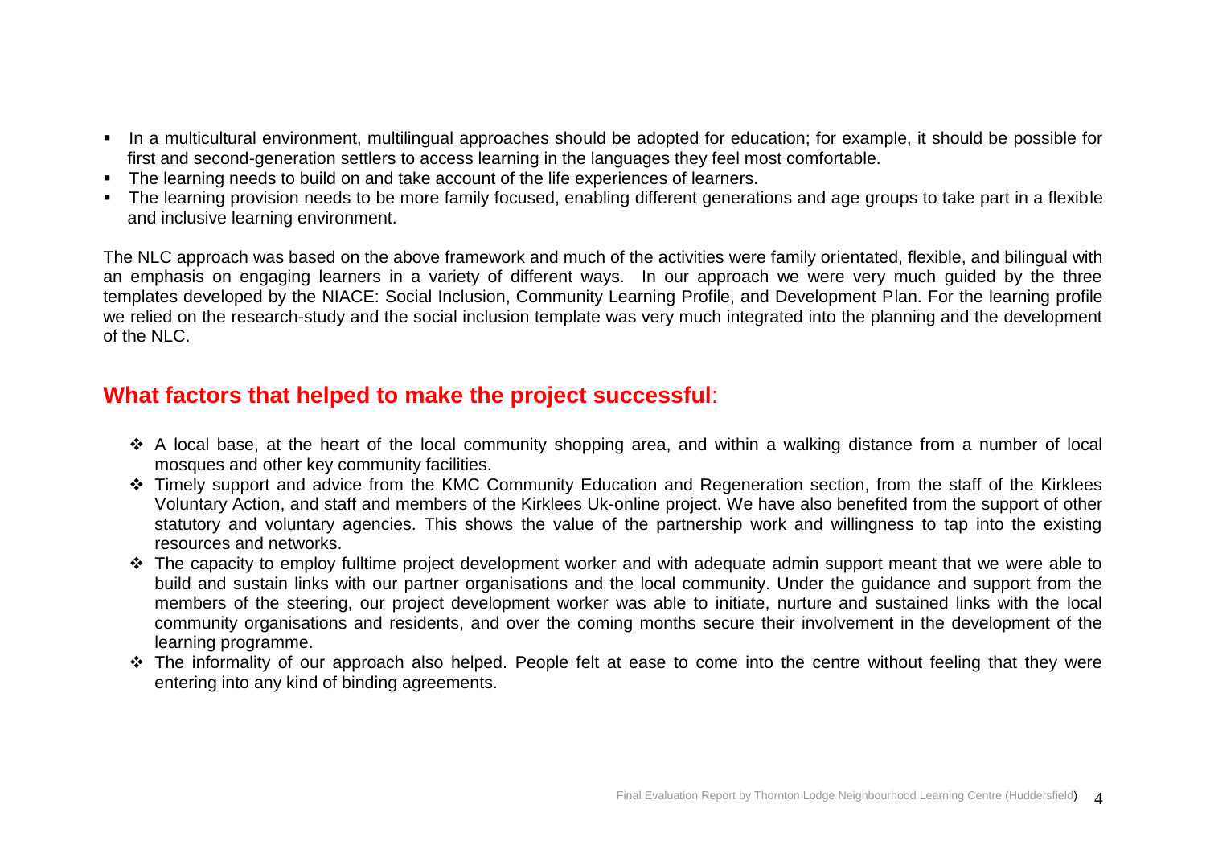- In a multicultural environment, multilingual approaches should be adopted for education; for example, it should be possible for first and second-generation settlers to access learning in the languages they feel most comfortable.
- The learning needs to build on and take account of the life experiences of learners.
- The learning provision needs to be more family focused, enabling different generations and age groups to take part in a flexible and inclusive learning environment.

The NLC approach was based on the above framework and much of the activities were family orientated, flexible, and bilingual with an emphasis on engaging learners in a variety of different ways. In our approach we were very much guided by the three templates developed by the NIACE: Social Inclusion, Community Learning Profile, and Development Plan. For the learning profile we relied on the research-study and the social inclusion template was very much integrated into the planning and the development of the NLC.

## What factors that helped to make the project successful:

- A local base, at the heart of the local community shopping area, and within a walking distance from a number of local mosques and other key community facilities.
- Timely support and advice from the KMC Community Education and Regeneration section, from the staff of the Kirklees Voluntary Action, and staff and members of the Kirklees Uk-online project. We have also benefited from the support of other statutory and voluntary agencies. This shows the value of the partnership work and willingness to tap into the existing resources and networks.
- The capacity to employ fulltime project development worker and with adequate admin support meant that we were able to build and sustain links with our partner organisations and the local community. Under the guidance and support from the members of the steering, our project development worker was able to initiate, nurture and sustained links with the local community organisations and residents, and over the coming months secure their involvement in the development of the learning programme.
- The informality of our approach also helped. People felt at ease to come into the centre without feeling that they were entering into any kind of binding agreements.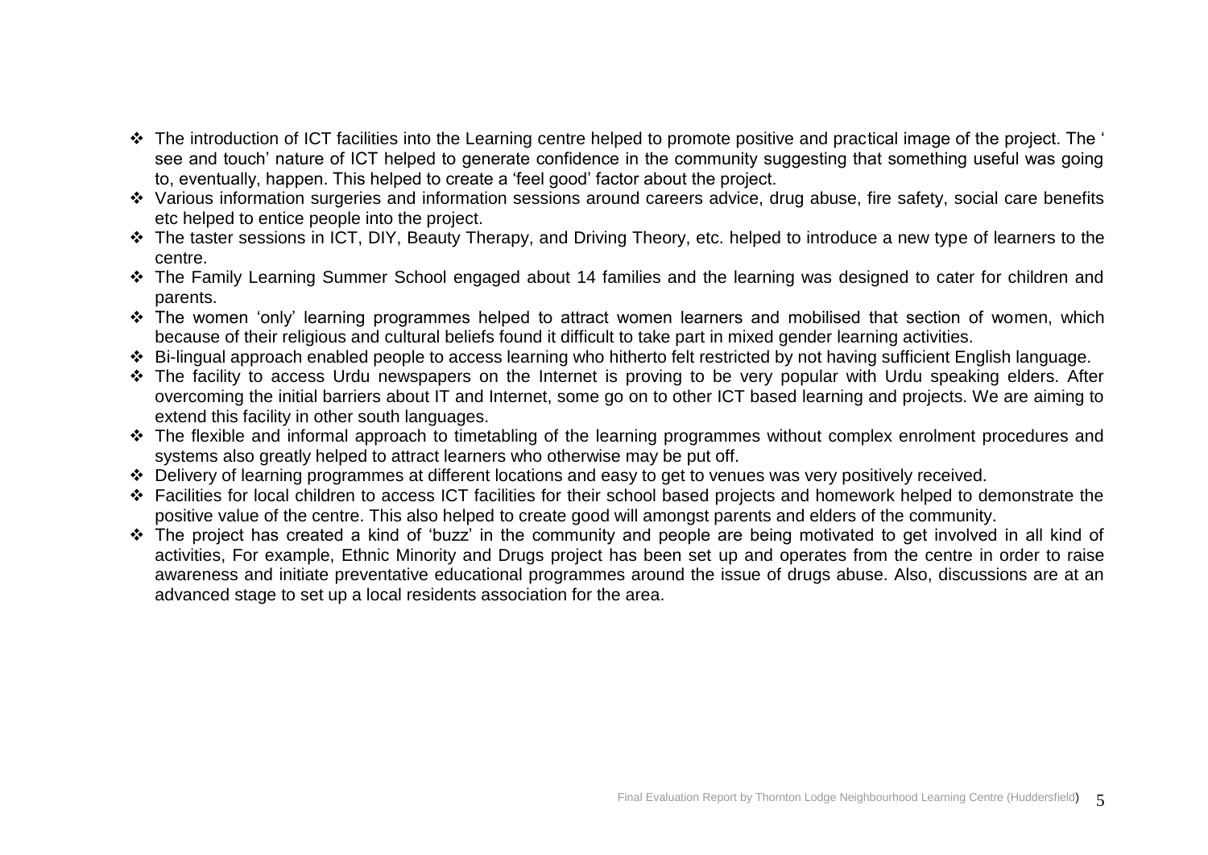- The introduction of ICT facilities into the Learning centre helped to promote positive and practical image of the project. The ' see and touch' nature of ICT helped to generate confidence in the community suggesting that something useful was going to, eventually, happen. This helped to create a 'feel good' factor about the project.
- Various information surgeries and information sessions around careers advice, drug abuse, fire safety, social care benefits etc helped to entice people into the project.
- The taster sessions in ICT, DIY, Beauty Therapy, and Driving Theory, etc. helped to introduce a new type of learners to the centre.
- The Family Learning Summer School engaged about 14 families and the learning was designed to cater for children and parents.
- The women 'only' learning programmes helped to attract women learners and mobilised that section of women, which because of their religious and cultural beliefs found it difficult to take part in mixed gender learning activities.
- Bi-lingual approach enabled people to access learning who hitherto felt restricted by not having sufficient English language.
- The facility to access Urdu newspapers on the Internet is proving to be very popular with Urdu speaking elders. After overcoming the initial barriers about IT and Internet, some go on to other ICT based learning and projects. We are aiming to extend this facility in other south languages.
- The flexible and informal approach to timetabling of the learning programmes without complex enrolment procedures and systems also greatly helped to attract learners who otherwise may be put off.
- Delivery of learning programmes at different locations and easy to get to venues was very positively received.
- Facilities for local children to access ICT facilities for their school based projects and homework helped to demonstrate the positive value of the centre. This also helped to create good will amongst parents and elders of the community.
- The project has created a kind of 'buzz' in the community and people are being motivated to get involved in all kind of activities, For example, Ethnic Minority and Drugs project has been set up and operates from the centre in order to raise awareness and initiate preventative educational programmes around the issue of drugs abuse. Also, discussions are at an advanced stage to set up a local residents association for the area.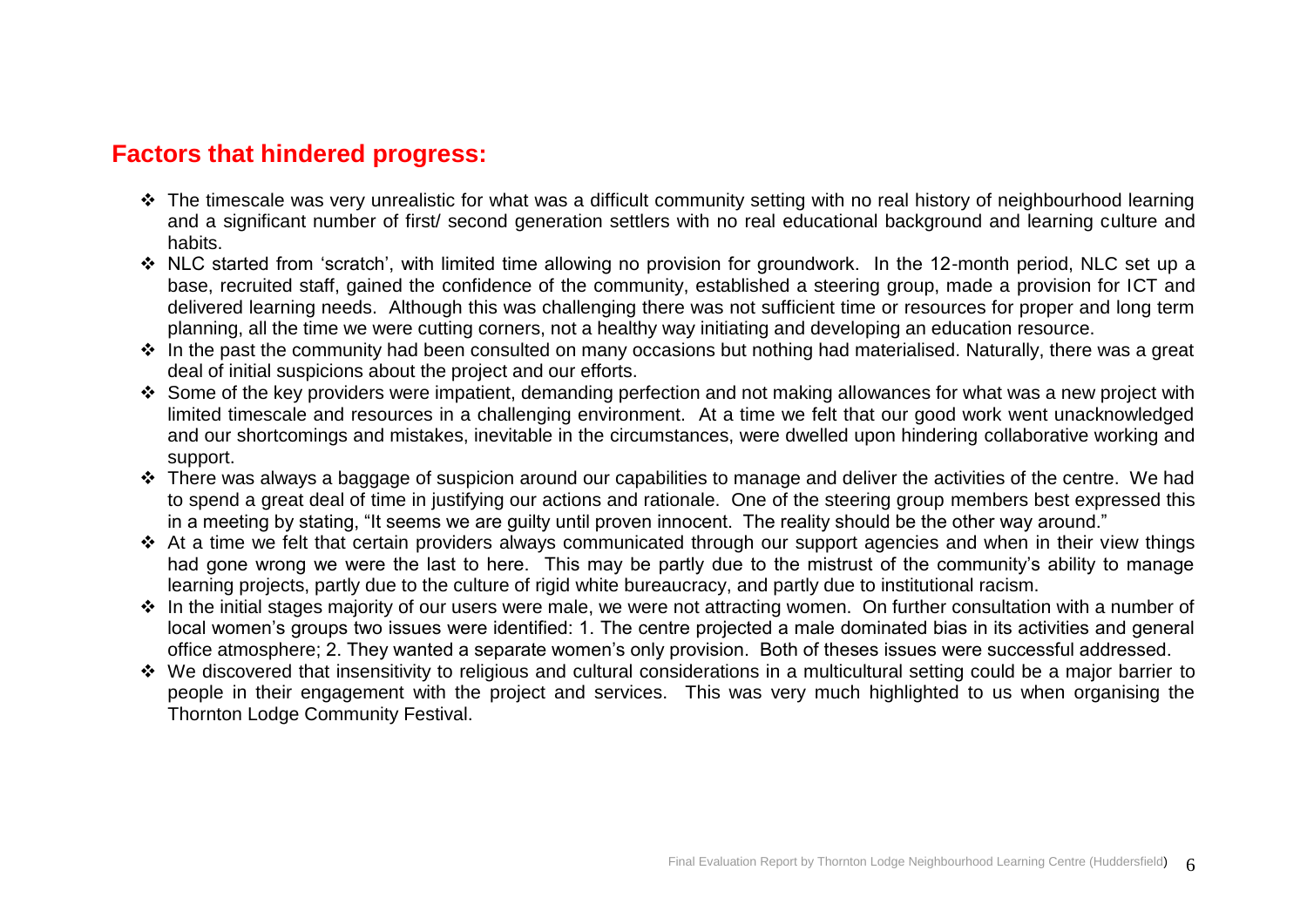## Factors that hindered progress:

- The timescale was very unrealistic for what was a difficult community setting with no real history of neighbourhood learning and a significant number of first/ second generation settlers with no real educational background and learning culture and habits.
- NLC started from 'scratch', with limited time allowing no provision for groundwork. In the 12-month period, NLC set up a base, recruited staff, gained the confidence of the community, established a steering group, made a provision for ICT and delivered learning needs. Although this was challenging there was not sufficient time or resources for proper and long term planning, all the time we were cutting corners, not a healthy way initiating and developing an education resource.
- In the past the community had been consulted on many occasions but nothing had materialised. Naturally, there was a great deal of initial suspicions about the project and our efforts.
- Some of the key providers were impatient, demanding perfection and not making allowances for what was a new project with limited timescale and resources in a challenging environment. At a time we felt that our good work went unacknowledged and our shortcomings and mistakes, inevitable in the circumstances, were dwelled upon hindering collaborative working and support.
- There was always a baggage of suspicion around our capabilities to manage and deliver the activities of the centre. We had to spend a great deal of time in justifying our actions and rationale. One of the steering group members best expressed this in a meeting by stating, "It seems we are guilty until proven innocent. The reality should be the other way around."
- At a time we felt that certain providers always communicated through our support agencies and when in their view things had gone wrong we were the last to here. This may be partly due to the mistrust of the community's ability to manage learning projects, partly due to the culture of rigid white bureaucracy, and partly due to institutional racism.
- In the initial stages majority of our users were male, we were not attracting women. On further consultation with a number of local women's groups two issues were identified: 1. The centre projected a male dominated bias in its activities and general office atmosphere; 2. They wanted a separate women's only provision. Both of theses issues were successful addressed.
- We discovered that insensitivity to religious and cultural considerations in a multicultural setting could be a major barrier to people in their engagement with the project and services. This was very much highlighted to us when organising the Thornton Lodge Community Festival.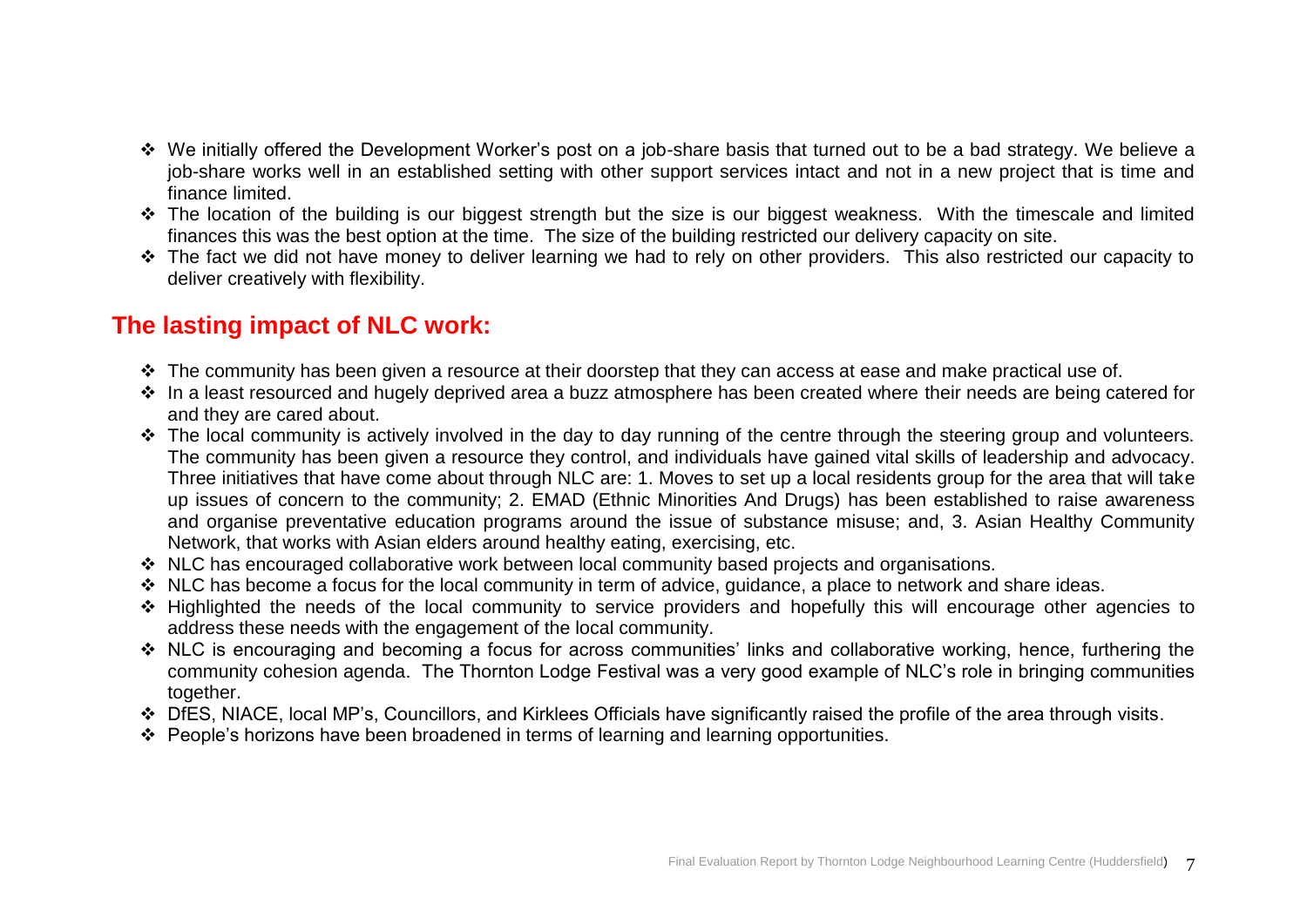- We initially offered the Development Worker's post on a job-share basis that turned out to be a bad strategy. We believe a job-share works well in an established setting with other support services intact and not in a new project that is time and finance limited.
- The location of the building is our biggest strength but the size is our biggest weakness. With the timescale and limited finances this was the best option at the time. The size of the building restricted our delivery capacity on site.
- The fact we did not have money to deliver learning we had to rely on other providers. This also restricted our capacity to deliver creatively with flexibility.

## The lasting impact of NLC work:

- The community has been given a resource at their doorstep that they can access at ease and make practical use of.
- In a least resourced and hugely deprived area a buzz atmosphere has been created where their needs are being catered for and they are cared about.
- The local community is actively involved in the day to day running of the centre through the steering group and volunteers. The community has been given a resource they control, and individuals have gained vital skills of leadership and advocacy. Three initiatives that have come about through NLC are: 1. Moves to set up a local residents group for the area that will take up issues of concern to the community; 2. EMAD (Ethnic Minorities And Drugs) has been established to raise awareness and organise preventative education programs around the issue of substance misuse; and, 3. Asian Healthy Community Network, that works with Asian elders around healthy eating, exercising, etc.
- NLC has encouraged collaborative work between local community based projects and organisations.
- NLC has become a focus for the local community in term of advice, guidance, a place to network and share ideas.
- Highlighted the needs of the local community to service providers and hopefully this will encourage other agencies to address these needs with the engagement of the local community.
- NLC is encouraging and becoming a focus for across communities' links and collaborative working, hence, furthering the community cohesion agenda. The Thornton Lodge Festival was a very good example of NLC's role in bringing communities together.
- DfES, NIACE, local MP's, Councillors, and Kirklees Officials have significantly raised the profile of the area through visits.
- People's horizons have been broadened in terms of learning and learning opportunities.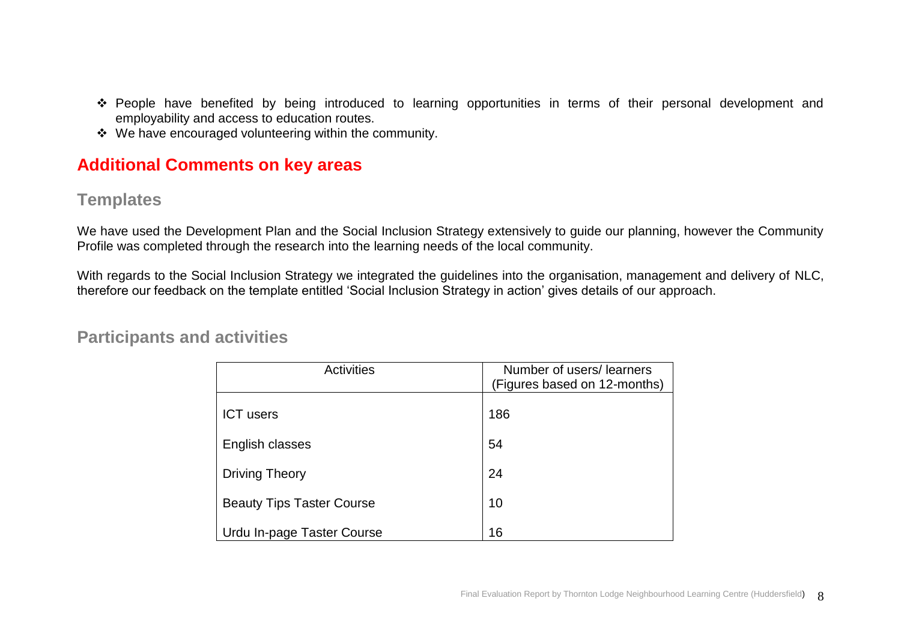- People have benefited by being introduced to learning opportunities in terms of their personal development and employability and access to education routes.
- We have encouraged volunteering within the community.

## Additional Comments on key areas

### Templates

We have used the Development Plan and the Social Inclusion Strategy extensively to guide our planning, however the Community Profile was completed through the research into the learning needs of the local community.

With regards to the Social Inclusion Strategy we integrated the guidelines into the organisation, management and delivery of NLC, therefore our feedback on the template entitled 'Social Inclusion Strategy in action' gives details of our approach.

### Participants and activities

| Activities | Number of users/ learners (Figures based on 12-months) |
|---|---|
| ICT users | 186 |
| English classes | 54 |
| Driving Theory | 24 |
| Beauty Tips Taster Course | 10 |
| Urdu In-page Taster Course | 16 |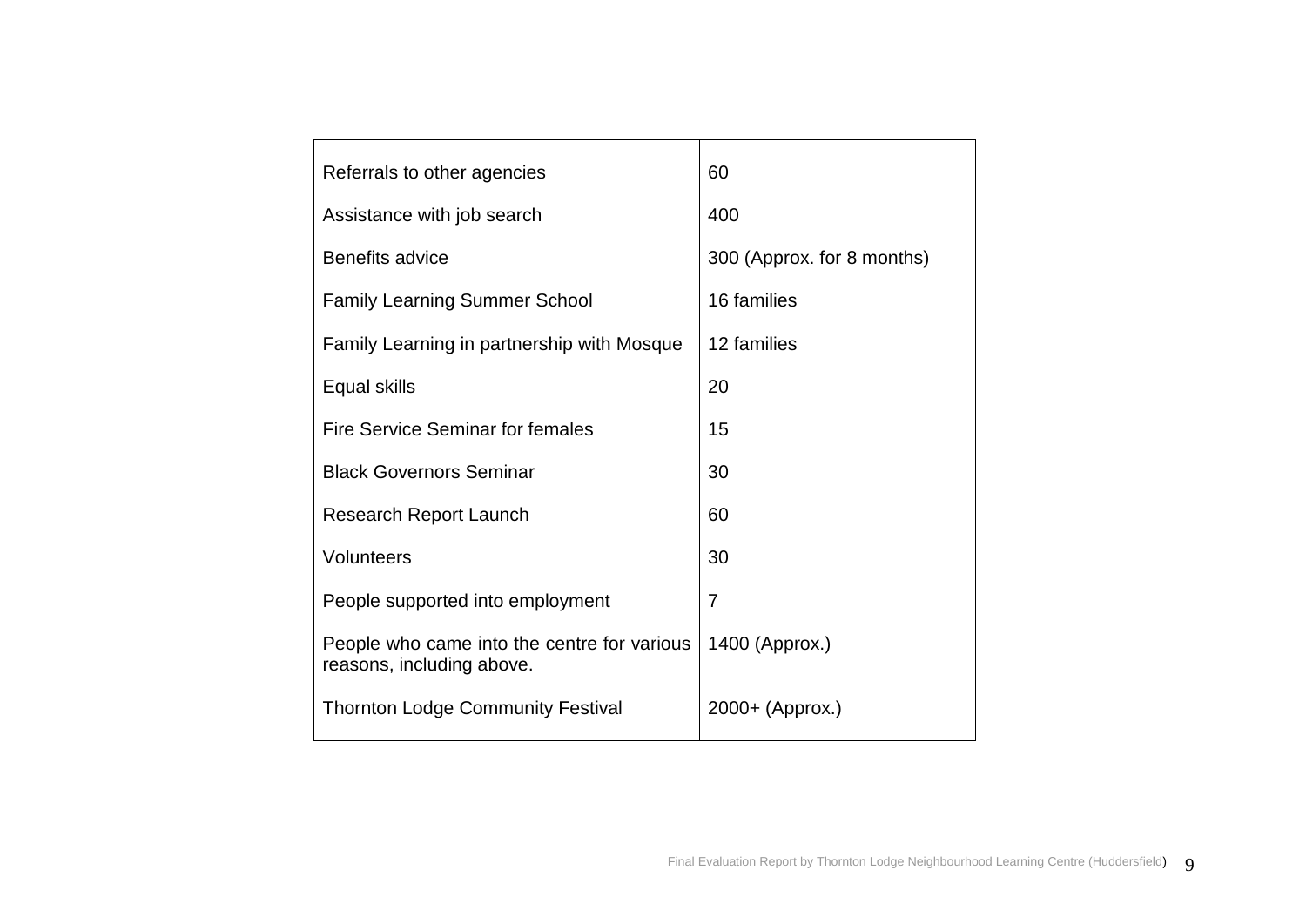| | |
|---|---|
| Referrals to other agencies | 60 |
| Assistance with job search | 400 |
| Benefits advice | 300 (Approx. for 8 months) |
| Family Learning Summer School | 16 families |
| Family Learning in partnership with Mosque | 12 families |
| Equal skills | 20 |
| Fire Service Seminar for females | 15 |
| Black Governors Seminar | 30 |
| Research Report Launch | 60 |
| Volunteers | 30 |
| People supported into employment | 7 |
| People who came into the centre for various reasons, including above. | 1400 (Approx.) |
| Thornton Lodge Community Festival | 2000+ (Approx.) |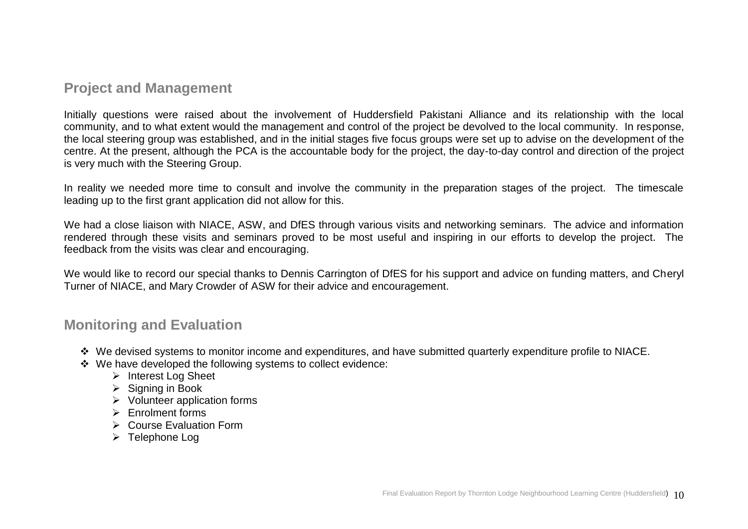## Project and Management

Initially questions were raised about the involvement of Huddersfield Pakistani Alliance and its relationship with the local community, and to what extent would the management and control of the project be devolved to the local community. In response, the local steering group was established, and in the initial stages five focus groups were set up to advise on the development of the centre. At the present, although the PCA is the accountable body for the project, the day-to-day control and direction of the project is very much with the Steering Group.

In reality we needed more time to consult and involve the community in the preparation stages of the project. The timescale leading up to the first grant application did not allow for this.

We had a close liaison with NIACE, ASW, and DfES through various visits and networking seminars. The advice and information rendered through these visits and seminars proved to be most useful and inspiring in our efforts to develop the project. The feedback from the visits was clear and encouraging.

We would like to record our special thanks to Dennis Carrington of DfES for his support and advice on funding matters, and Cheryl Turner of NIACE, and Mary Crowder of ASW for their advice and encouragement.

## Monitoring and Evaluation

- We devised systems to monitor income and expenditures, and have submitted quarterly expenditure profile to NIACE.
- We have developed the following systems to collect evidence:
  - Interest Log Sheet
  - Signing in Book
  - Volunteer application forms
  - Enrolment forms
  - Course Evaluation Form
  - Telephone Log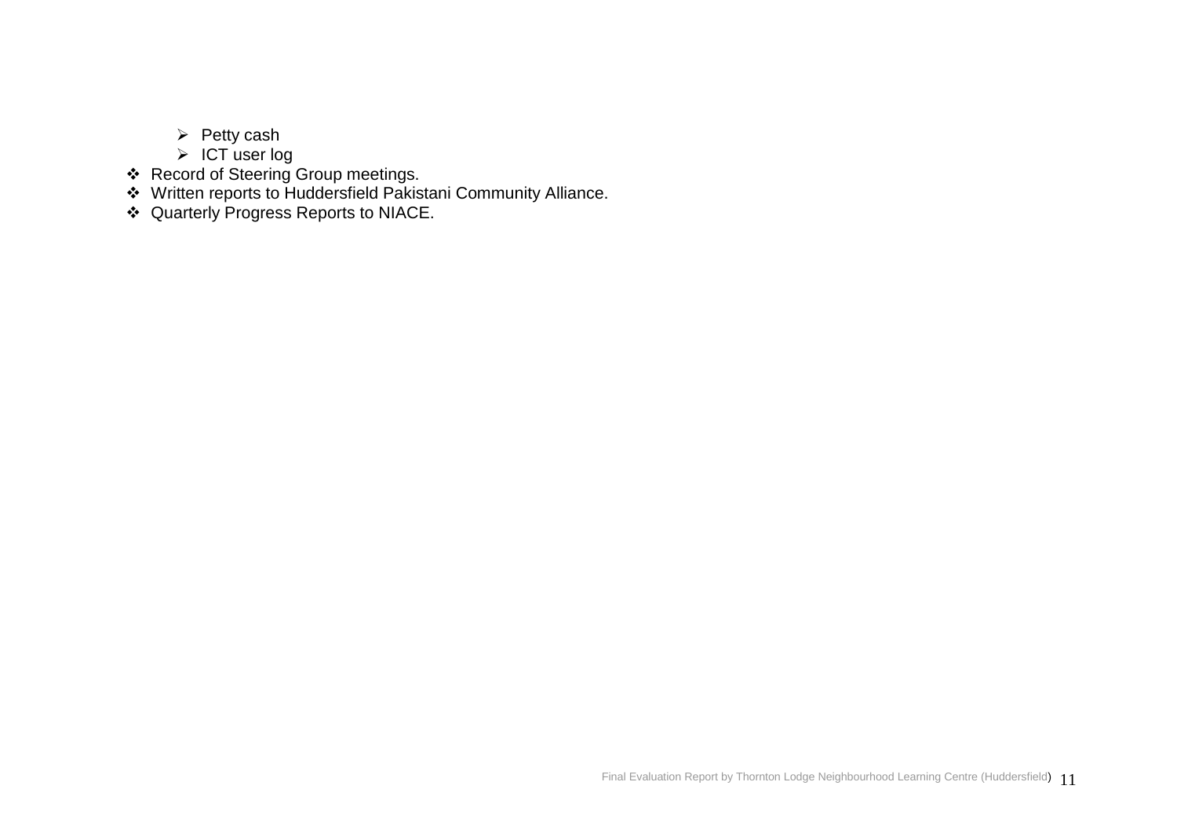- Petty cash
  - ICT user log
- Record of Steering Group meetings.
- Written reports to Huddersfield Pakistani Community Alliance.
- Quarterly Progress Reports to NIACE.